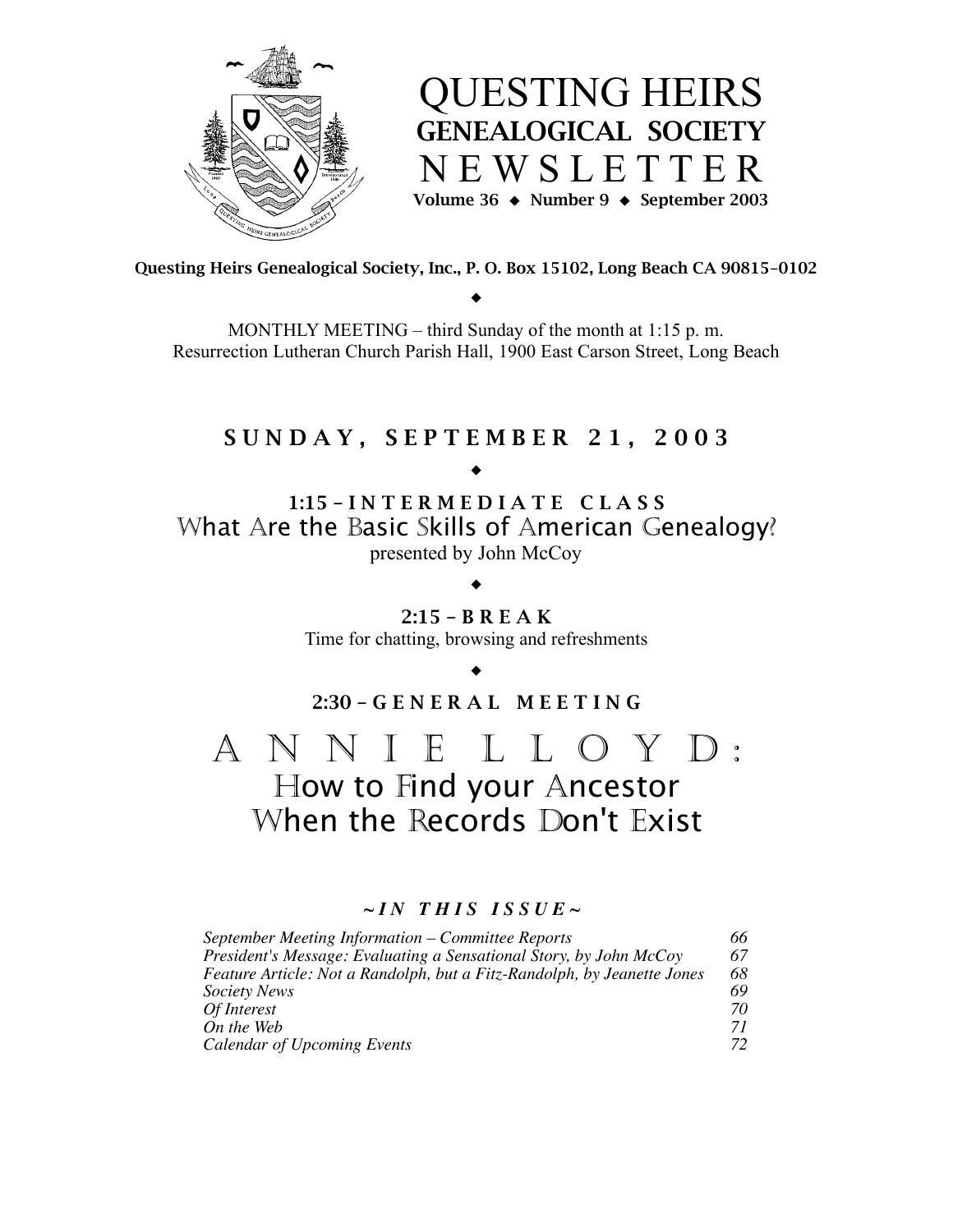# QUESTING HEIRS
## GENEALOGICAL SOCIETY
# NEWSLETTER

**Volume 36 ◆ Number 9 ◆ September 2003**

**Questing Heirs Genealogical Society, Inc., P. O. Box 15102, Long Beach CA 90815-0102**

◆

MONTHLY MEETING – third Sunday of the month at 1:15 p. m.
Resurrection Lutheran Church Parish Hall, 1900 East Carson Street, Long Beach

## SUNDAY, SEPTEMBER 21, 2003

◆

**1:15 – INTERMEDIATE CLASS**

What Are the Basic Skills of American Genealogy?

presented by John McCoy

◆

**2:15 – BREAK**

Time for chatting, browsing and refreshments

◆

**2:30 – GENERAL MEETING**

## ANNIE LLOYD:
## How to Find your Ancestor When the Records Don't Exist

### *~IN THIS ISSUE~*

| | |
|---|---|
| *September Meeting Information – Committee Reports* | *66* |
| *President's Message: Evaluating a Sensational Story, by John McCoy* | *67* |
| *Feature Article: Not a Randolph, but a Fitz-Randolph, by Jeanette Jones* | *68* |
| *Society News* | *69* |
| *Of Interest* | *70* |
| *On the Web* | *71* |
| *Calendar of Upcoming Events* | *72* |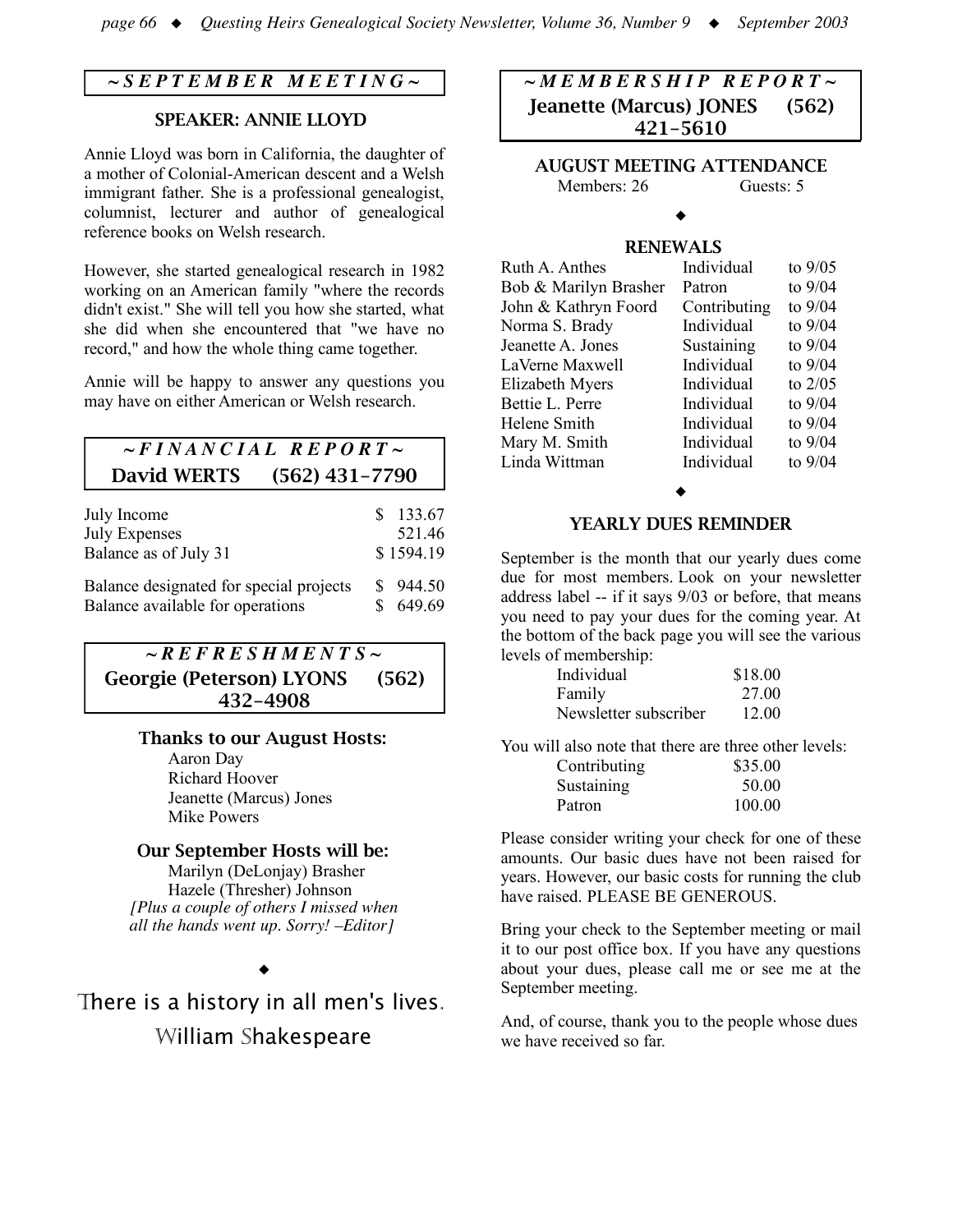## ~ SEPTEMBER MEETING ~

### SPEAKER: ANNIE LLOYD

Annie Lloyd was born in California, the daughter of a mother of Colonial-American descent and a Welsh immigrant father. She is a professional genealogist, columnist, lecturer and author of genealogical reference books on Welsh research.

However, she started genealogical research in 1982 working on an American family "where the records didn't exist." She will tell you how she started, what she did when she encountered that "we have no record," and how the whole thing came together.

Annie will be happy to answer any questions you may have on either American or Welsh research.

## ~ FINANCIAL REPORT ~

**David WERTS (562) 431-7790**

| | |
|---|---|
| July Income | $ 133.67 |
| July Expenses | 521.46 |
| Balance as of July 31 | $ 1594.19 |
| Balance designated for special projects | $ 944.50 |
| Balance available for operations | $ 649.69 |

## ~ REFRESHMENTS ~

**Georgie (Peterson) LYONS (562) 432-4908**

### Thanks to our August Hosts:

Aaron Day
Richard Hoover
Jeanette (Marcus) Jones
Mike Powers

### Our September Hosts will be:

Marilyn (DeLonjay) Brasher
Hazele (Thresher) Johnson
*[Plus a couple of others I missed when all the hands went up. Sorry! –Editor]*

◆

There is a history in all men's lives.
William Shakespeare

## ~ MEMBERSHIP REPORT ~

**Jeanette (Marcus) JONES (562) 421-5610**

### AUGUST MEETING ATTENDANCE

Members: 26 Guests: 5

◆

### RENEWALS

| | | |
|---|---|---|
| Ruth A. Anthes | Individual | to 9/05 |
| Bob & Marilyn Brasher | Patron | to 9/04 |
| John & Kathryn Foord | Contributing | to 9/04 |
| Norma S. Brady | Individual | to 9/04 |
| Jeanette A. Jones | Sustaining | to 9/04 |
| LaVerne Maxwell | Individual | to 9/04 |
| Elizabeth Myers | Individual | to 2/05 |
| Bettie L. Perre | Individual | to 9/04 |
| Helene Smith | Individual | to 9/04 |
| Mary M. Smith | Individual | to 9/04 |
| Linda Wittman | Individual | to 9/04 |

◆

### YEARLY DUES REMINDER

September is the month that our yearly dues come due for most members. Look on your newsletter address label -- if it says 9/03 or before, that means you need to pay your dues for the coming year. At the bottom of the back page you will see the various levels of membership:

| | |
|---|---|
| Individual | $18.00 |
| Family | 27.00 |
| Newsletter subscriber | 12.00 |

You will also note that there are three other levels:

| | |
|---|---|
| Contributing | $35.00 |
| Sustaining | 50.00 |
| Patron | 100.00 |

Please consider writing your check for one of these amounts. Our basic dues have not been raised for years. However, our basic costs for running the club have raised. PLEASE BE GENEROUS.

Bring your check to the September meeting or mail it to our post office box. If you have any questions about your dues, please call me or see me at the September meeting.

And, of course, thank you to the people whose dues we have received so far.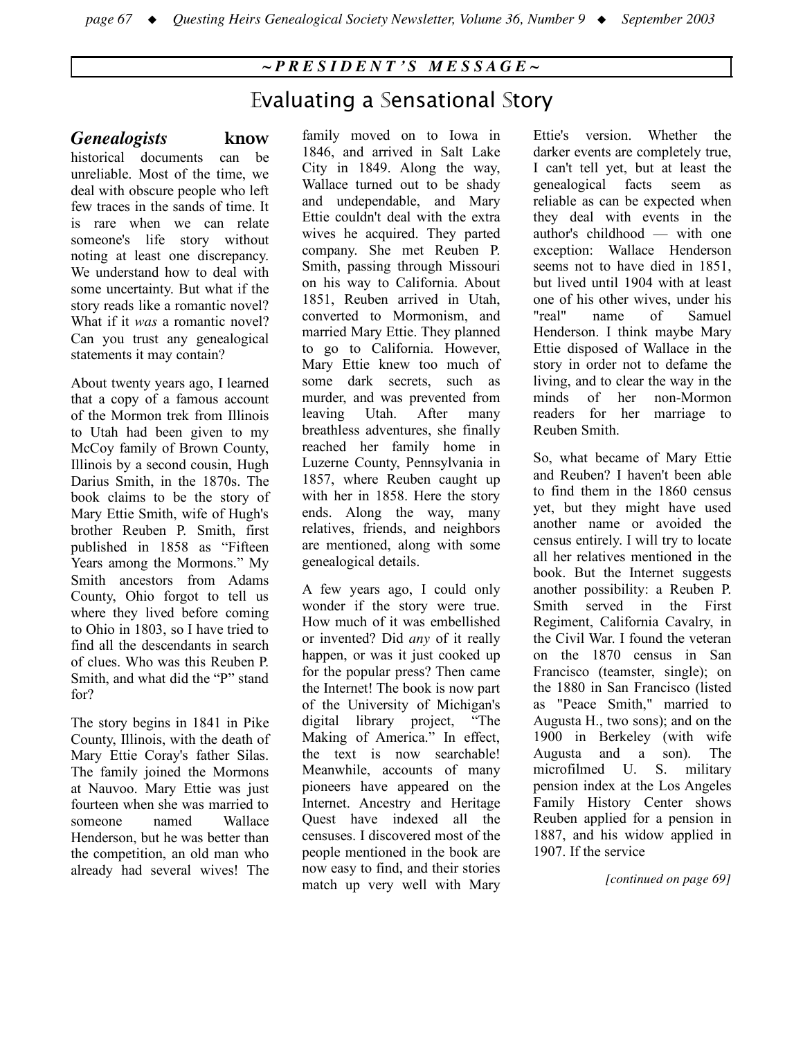## ~PRESIDENT'S MESSAGE~

# Evaluating a Sensational Story

***Genealogists* know** historical documents can be unreliable. Most of the time, we deal with obscure people who left few traces in the sands of time. It is rare when we can relate someone's life story without noting at least one discrepancy. We understand how to deal with some uncertainty. But what if the story reads like a romantic novel? What if it *was* a romantic novel? Can you trust any genealogical statements it may contain?

About twenty years ago, I learned that a copy of a famous account of the Mormon trek from Illinois to Utah had been given to my McCoy family of Brown County, Illinois by a second cousin, Hugh Darius Smith, in the 1870s. The book claims to be the story of Mary Ettie Smith, wife of Hugh's brother Reuben P. Smith, first published in 1858 as "Fifteen Years among the Mormons." My Smith ancestors from Adams County, Ohio forgot to tell us where they lived before coming to Ohio in 1803, so I have tried to find all the descendants in search of clues. Who was this Reuben P. Smith, and what did the "P" stand for?

The story begins in 1841 in Pike County, Illinois, with the death of Mary Ettie Coray's father Silas. The family joined the Mormons at Nauvoo. Mary Ettie was just fourteen when she was married to someone named Wallace Henderson, but he was better than the competition, an old man who already had several wives! The family moved on to Iowa in 1846, and arrived in Salt Lake City in 1849. Along the way, Wallace turned out to be shady and undependable, and Mary Ettie couldn't deal with the extra wives he acquired. They parted company. She met Reuben P. Smith, passing through Missouri on his way to California. About 1851, Reuben arrived in Utah, converted to Mormonism, and married Mary Ettie. They planned to go to California. However, Mary Ettie knew too much of some dark secrets, such as murder, and was prevented from leaving Utah. After many breathless adventures, she finally reached her family home in Luzerne County, Pennsylvania in 1857, where Reuben caught up with her in 1858. Here the story ends. Along the way, many relatives, friends, and neighbors are mentioned, along with some genealogical details.

A few years ago, I could only wonder if the story were true. How much of it was embellished or invented? Did *any* of it really happen, or was it just cooked up for the popular press? Then came the Internet! The book is now part of the University of Michigan's digital library project, "The Making of America." In effect, the text is now searchable! Meanwhile, accounts of many pioneers have appeared on the Internet. Ancestry and Heritage Quest have indexed all the censuses. I discovered most of the people mentioned in the book are now easy to find, and their stories match up very well with Mary Ettie's version. Whether the darker events are completely true, I can't tell yet, but at least the genealogical facts seem as reliable as can be expected when they deal with events in the author's childhood — with one exception: Wallace Henderson seems not to have died in 1851, but lived until 1904 with at least one of his other wives, under his "real" name of Samuel Henderson. I think maybe Mary Ettie disposed of Wallace in the story in order not to defame the living, and to clear the way in the minds of her non-Mormon readers for her marriage to Reuben Smith.

So, what became of Mary Ettie and Reuben? I haven't been able to find them in the 1860 census yet, but they might have used another name or avoided the census entirely. I will try to locate all her relatives mentioned in the book. But the Internet suggests another possibility: a Reuben P. Smith served in the First Regiment, California Cavalry, in the Civil War. I found the veteran on the 1870 census in San Francisco (teamster, single); on the 1880 in San Francisco (listed as "Peace Smith," married to Augusta H., two sons); and on the 1900 in Berkeley (with wife Augusta and a son). The microfilmed U. S. military pension index at the Los Angeles Family History Center shows Reuben applied for a pension in 1887, and his widow applied in 1907. If the service

*[continued on page 69]*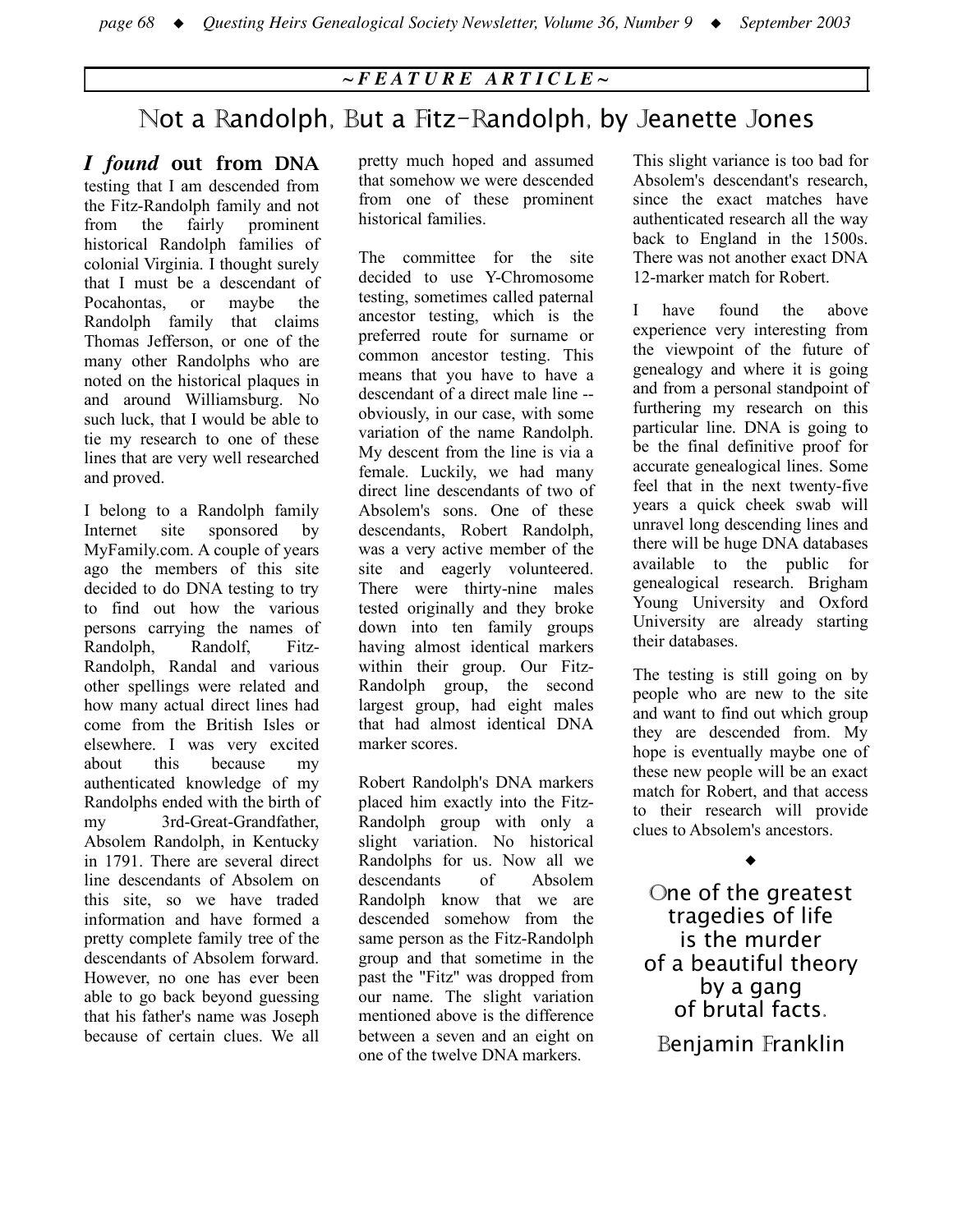~ *FEATURE ARTICLE* ~

# Not a Randolph, But a Fitz-Randolph, by Jeanette Jones

***I found* out from DNA** testing that I am descended from the Fitz-Randolph family and not from the fairly prominent historical Randolph families of colonial Virginia. I thought surely that I must be a descendant of Pocahontas, or maybe the Randolph family that claims Thomas Jefferson, or one of the many other Randolphs who are noted on the historical plaques in and around Williamsburg. No such luck, that I would be able to tie my research to one of these lines that are very well researched and proved.

I belong to a Randolph family Internet site sponsored by MyFamily.com. A couple of years ago the members of this site decided to do DNA testing to try to find out how the various persons carrying the names of Randolph, Randolf, Fitz-Randolph, Randal and various other spellings were related and how many actual direct lines had come from the British Isles or elsewhere. I was very excited about this because my authenticated knowledge of my Randolphs ended with the birth of my 3rd-Great-Grandfather, Absolem Randolph, in Kentucky in 1791. There are several direct line descendants of Absolem on this site, so we have traded information and have formed a pretty complete family tree of the descendants of Absolem forward. However, no one has ever been able to go back beyond guessing that his father's name was Joseph because of certain clues. We all pretty much hoped and assumed that somehow we were descended from one of these prominent historical families.

The committee for the site decided to use Y-Chromosome testing, sometimes called paternal ancestor testing, which is the preferred route for surname or common ancestor testing. This means that you have to have a descendant of a direct male line -- obviously, in our case, with some variation of the name Randolph. My descent from the line is via a female. Luckily, we had many direct line descendants of two of Absolem's sons. One of these descendants, Robert Randolph, was a very active member of the site and eagerly volunteered. There were thirty-nine males tested originally and they broke down into ten family groups having almost identical markers within their group. Our Fitz-Randolph group, the second largest group, had eight males that had almost identical DNA marker scores.

Robert Randolph's DNA markers placed him exactly into the Fitz-Randolph group with only a slight variation. No historical Randolphs for us. Now all we descendants of Absolem Randolph know that we are descended somehow from the same person as the Fitz-Randolph group and that sometime in the past the "Fitz" was dropped from our name. The slight variation mentioned above is the difference between a seven and an eight on one of the twelve DNA markers.

This slight variance is too bad for Absolem's descendant's research, since the exact matches have authenticated research all the way back to England in the 1500s. There was not another exact DNA 12-marker match for Robert.

I have found the above experience very interesting from the viewpoint of the future of genealogy and where it is going and from a personal standpoint of furthering my research on this particular line. DNA is going to be the final definitive proof for accurate genealogical lines. Some feel that in the next twenty-five years a quick cheek swab will unravel long descending lines and there will be huge DNA databases available to the public for genealogical research. Brigham Young University and Oxford University are already starting their databases.

The testing is still going on by people who are new to the site and want to find out which group they are descended from. My hope is eventually maybe one of these new people will be an exact match for Robert, and that access to their research will provide clues to Absolem's ancestors.

◆

One of the greatest
tragedies of life
is the murder
of a beautiful theory
by a gang
of brutal facts.

Benjamin Franklin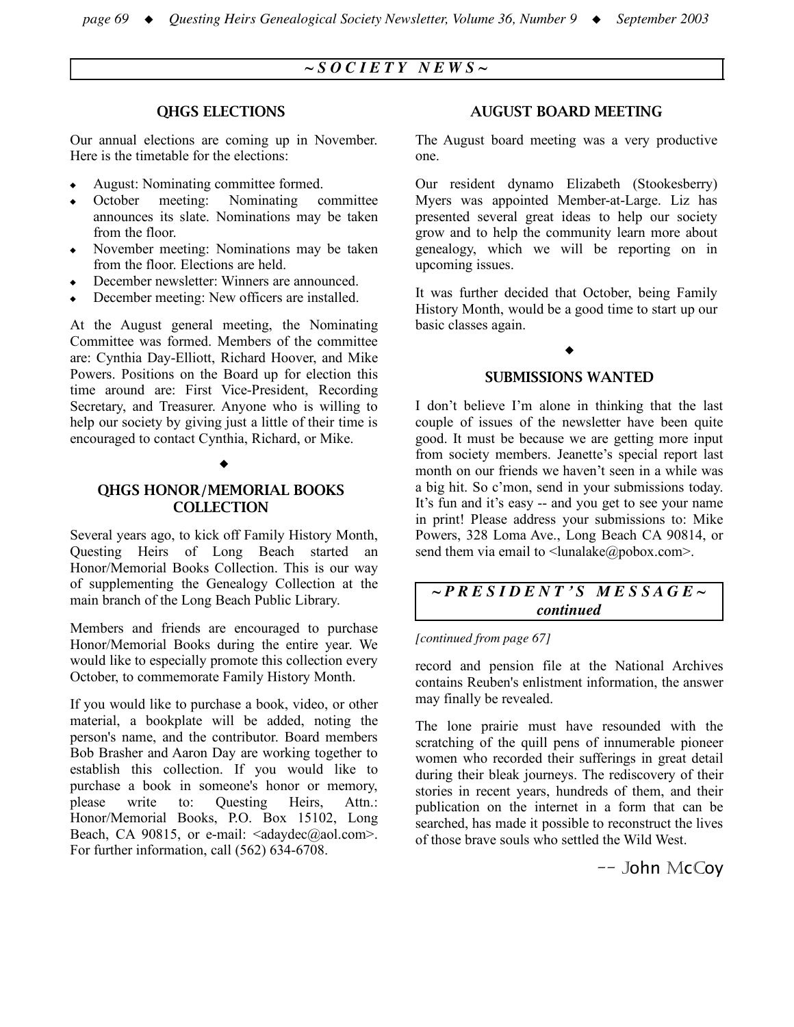## ~ SOCIETY NEWS ~

### QHGS ELECTIONS

Our annual elections are coming up in November. Here is the timetable for the elections:

- August: Nominating committee formed.
- October meeting: Nominating committee announces its slate. Nominations may be taken from the floor.
- November meeting: Nominations may be taken from the floor. Elections are held.
- December newsletter: Winners are announced.
- December meeting: New officers are installed.

At the August general meeting, the Nominating Committee was formed. Members of the committee are: Cynthia Day-Elliott, Richard Hoover, and Mike Powers. Positions on the Board up for election this time around are: First Vice-President, Recording Secretary, and Treasurer. Anyone who is willing to help our society by giving just a little of their time is encouraged to contact Cynthia, Richard, or Mike.

◆

### QHGS HONOR/MEMORIAL BOOKS COLLECTION

Several years ago, to kick off Family History Month, Questing Heirs of Long Beach started an Honor/Memorial Books Collection. This is our way of supplementing the Genealogy Collection at the main branch of the Long Beach Public Library.

Members and friends are encouraged to purchase Honor/Memorial Books during the entire year. We would like to especially promote this collection every October, to commemorate Family History Month.

If you would like to purchase a book, video, or other material, a bookplate will be added, noting the person's name, and the contributor. Board members Bob Brasher and Aaron Day are working together to establish this collection. If you would like to purchase a book in someone's honor or memory, please write to: Questing Heirs, Attn.: Honor/Memorial Books, P.O. Box 15102, Long Beach, CA 90815, or e-mail: <adaydec@aol.com>. For further information, call (562) 634-6708.

### AUGUST BOARD MEETING

The August board meeting was a very productive one.

Our resident dynamo Elizabeth (Stookesberry) Myers was appointed Member-at-Large. Liz has presented several great ideas to help our society grow and to help the community learn more about genealogy, which we will be reporting on in upcoming issues.

It was further decided that October, being Family History Month, would be a good time to start up our basic classes again.

◆

### SUBMISSIONS WANTED

I don't believe I'm alone in thinking that the last couple of issues of the newsletter have been quite good. It must be because we are getting more input from society members. Jeanette's special report last month on our friends we haven't seen in a while was a big hit. So c'mon, send in your submissions today. It's fun and it's easy -- and you get to see your name in print! Please address your submissions to: Mike Powers, 328 Loma Ave., Long Beach CA 90814, or send them via email to <lunalake@pobox.com>.

## ~ PRESIDENT'S MESSAGE ~ *continued*

*[continued from page 67]*

record and pension file at the National Archives contains Reuben's enlistment information, the answer may finally be revealed.

The lone prairie must have resounded with the scratching of the quill pens of innumerable pioneer women who recorded their sufferings in great detail during their bleak journeys. The rediscovery of their stories in recent years, hundreds of them, and their publication on the internet in a form that can be searched, has made it possible to reconstruct the lives of those brave souls who settled the Wild West.

-- John McCoy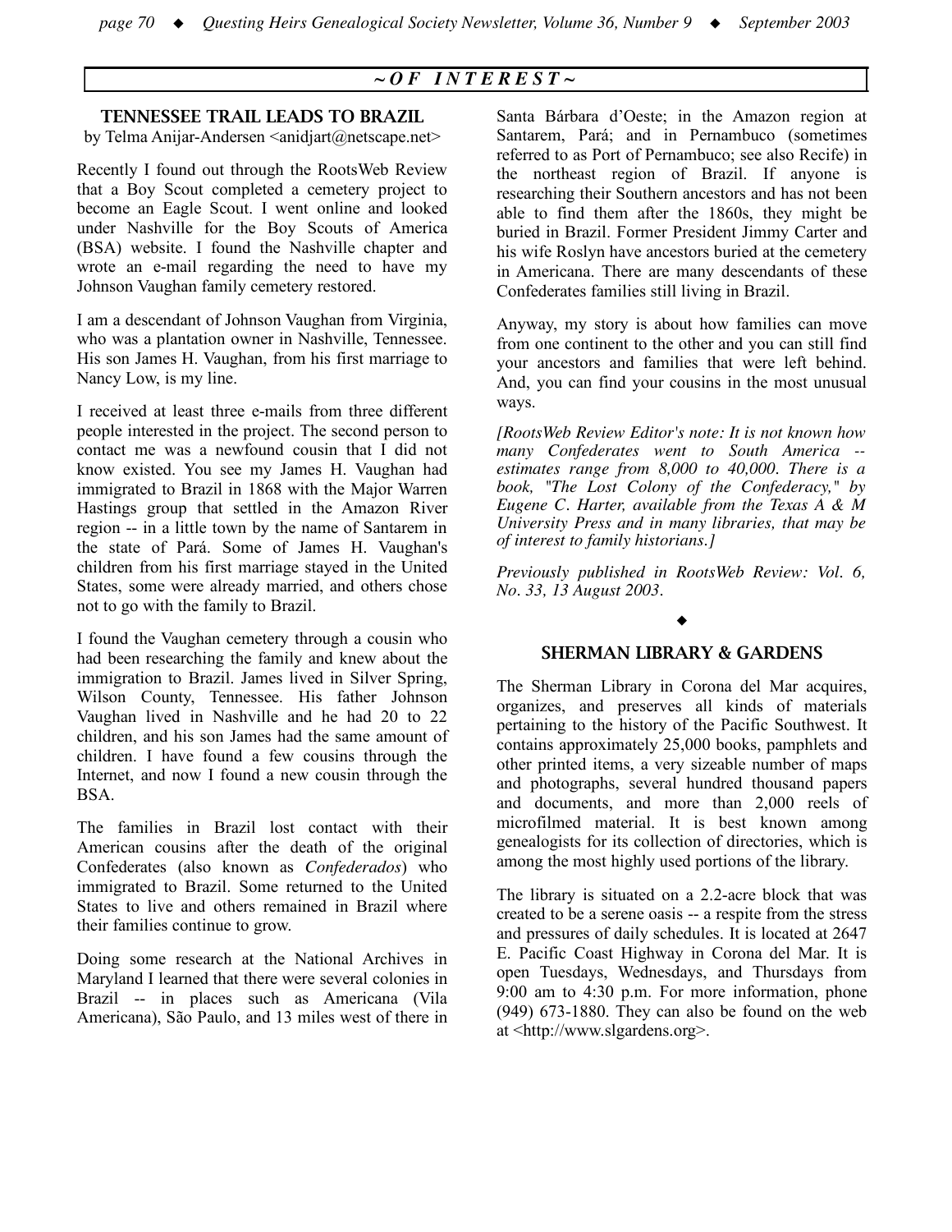## ~ OF INTEREST ~

### TENNESSEE TRAIL LEADS TO BRAZIL

by Telma Anijar-Andersen <anidjart@netscape.net>

Recently I found out through the RootsWeb Review that a Boy Scout completed a cemetery project to become an Eagle Scout. I went online and looked under Nashville for the Boy Scouts of America (BSA) website. I found the Nashville chapter and wrote an e-mail regarding the need to have my Johnson Vaughan family cemetery restored.

I am a descendant of Johnson Vaughan from Virginia, who was a plantation owner in Nashville, Tennessee. His son James H. Vaughan, from his first marriage to Nancy Low, is my line.

I received at least three e-mails from three different people interested in the project. The second person to contact me was a newfound cousin that I did not know existed. You see my James H. Vaughan had immigrated to Brazil in 1868 with the Major Warren Hastings group that settled in the Amazon River region -- in a little town by the name of Santarem in the state of Pará. Some of James H. Vaughan's children from his first marriage stayed in the United States, some were already married, and others chose not to go with the family to Brazil.

I found the Vaughan cemetery through a cousin who had been researching the family and knew about the immigration to Brazil. James lived in Silver Spring, Wilson County, Tennessee. His father Johnson Vaughan lived in Nashville and he had 20 to 22 children, and his son James had the same amount of children. I have found a few cousins through the Internet, and now I found a new cousin through the BSA.

The families in Brazil lost contact with their American cousins after the death of the original Confederates (also known as *Confederados*) who immigrated to Brazil. Some returned to the United States to live and others remained in Brazil where their families continue to grow.

Doing some research at the National Archives in Maryland I learned that there were several colonies in Brazil -- in places such as Americana (Vila Americana), São Paulo, and 13 miles west of there in Santa Bárbara d'Oeste; in the Amazon region at Santarem, Pará; and in Pernambuco (sometimes referred to as Port of Pernambuco; see also Recife) in the northeast region of Brazil. If anyone is researching their Southern ancestors and has not been able to find them after the 1860s, they might be buried in Brazil. Former President Jimmy Carter and his wife Roslyn have ancestors buried at the cemetery in Americana. There are many descendants of these Confederates families still living in Brazil.

Anyway, my story is about how families can move from one continent to the other and you can still find your ancestors and families that were left behind. And, you can find your cousins in the most unusual ways.

*[RootsWeb Review Editor's note: It is not known how many Confederates went to South America -- estimates range from 8,000 to 40,000. There is a book, "The Lost Colony of the Confederacy," by Eugene C. Harter, available from the Texas A & M University Press and in many libraries, that may be of interest to family historians.]*

*Previously published in RootsWeb Review: Vol. 6, No. 33, 13 August 2003.*

◆

### SHERMAN LIBRARY & GARDENS

The Sherman Library in Corona del Mar acquires, organizes, and preserves all kinds of materials pertaining to the history of the Pacific Southwest. It contains approximately 25,000 books, pamphlets and other printed items, a very sizeable number of maps and photographs, several hundred thousand papers and documents, and more than 2,000 reels of microfilmed material. It is best known among genealogists for its collection of directories, which is among the most highly used portions of the library.

The library is situated on a 2.2-acre block that was created to be a serene oasis -- a respite from the stress and pressures of daily schedules. It is located at 2647 E. Pacific Coast Highway in Corona del Mar. It is open Tuesdays, Wednesdays, and Thursdays from 9:00 am to 4:30 p.m. For more information, phone (949) 673-1880. They can also be found on the web at <http://www.slgardens.org>.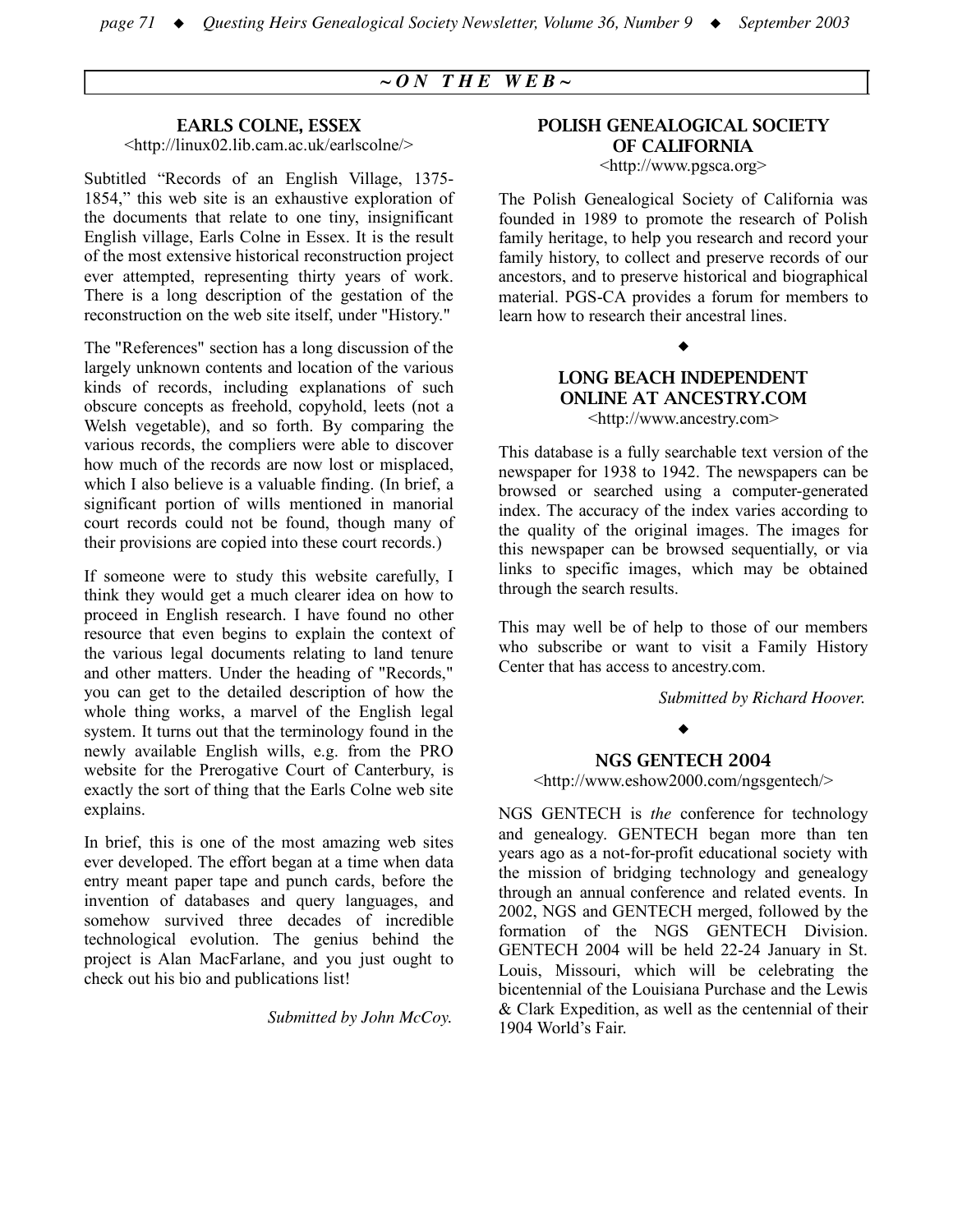## ~ ON THE WEB ~

### EARLS COLNE, ESSEX

<http://linux02.lib.cam.ac.uk/earlscolne/>

Subtitled "Records of an English Village, 1375-1854," this web site is an exhaustive exploration of the documents that relate to one tiny, insignificant English village, Earls Colne in Essex. It is the result of the most extensive historical reconstruction project ever attempted, representing thirty years of work. There is a long description of the gestation of the reconstruction on the web site itself, under "History."

The "References" section has a long discussion of the largely unknown contents and location of the various kinds of records, including explanations of such obscure concepts as freehold, copyhold, leets (not a Welsh vegetable), and so forth. By comparing the various records, the compliers were able to discover how much of the records are now lost or misplaced, which I also believe is a valuable finding. (In brief, a significant portion of wills mentioned in manorial court records could not be found, though many of their provisions are copied into these court records.)

If someone were to study this website carefully, I think they would get a much clearer idea on how to proceed in English research. I have found no other resource that even begins to explain the context of the various legal documents relating to land tenure and other matters. Under the heading of "Records," you can get to the detailed description of how the whole thing works, a marvel of the English legal system. It turns out that the terminology found in the newly available English wills, e.g. from the PRO website for the Prerogative Court of Canterbury, is exactly the sort of thing that the Earls Colne web site explains.

In brief, this is one of the most amazing web sites ever developed. The effort began at a time when data entry meant paper tape and punch cards, before the invention of databases and query languages, and somehow survived three decades of incredible technological evolution. The genius behind the project is Alan MacFarlane, and you just ought to check out his bio and publications list!

*Submitted by John McCoy.*

### POLISH GENEALOGICAL SOCIETY OF CALIFORNIA

<http://www.pgsca.org>

The Polish Genealogical Society of California was founded in 1989 to promote the research of Polish family heritage, to help you research and record your family history, to collect and preserve records of our ancestors, and to preserve historical and biographical material. PGS-CA provides a forum for members to learn how to research their ancestral lines.

◆

### LONG BEACH INDEPENDENT ONLINE AT ANCESTRY.COM

<http://www.ancestry.com>

This database is a fully searchable text version of the newspaper for 1938 to 1942. The newspapers can be browsed or searched using a computer-generated index. The accuracy of the index varies according to the quality of the original images. The images for this newspaper can be browsed sequentially, or via links to specific images, which may be obtained through the search results.

This may well be of help to those of our members who subscribe or want to visit a Family History Center that has access to ancestry.com.

*Submitted by Richard Hoover.*

◆

### NGS GENTECH 2004

<http://www.eshow2000.com/ngsgentech/>

NGS GENTECH is *the* conference for technology and genealogy. GENTECH began more than ten years ago as a not-for-profit educational society with the mission of bridging technology and genealogy through an annual conference and related events. In 2002, NGS and GENTECH merged, followed by the formation of the NGS GENTECH Division. GENTECH 2004 will be held 22-24 January in St. Louis, Missouri, which will be celebrating the bicentennial of the Louisiana Purchase and the Lewis & Clark Expedition, as well as the centennial of their 1904 World's Fair.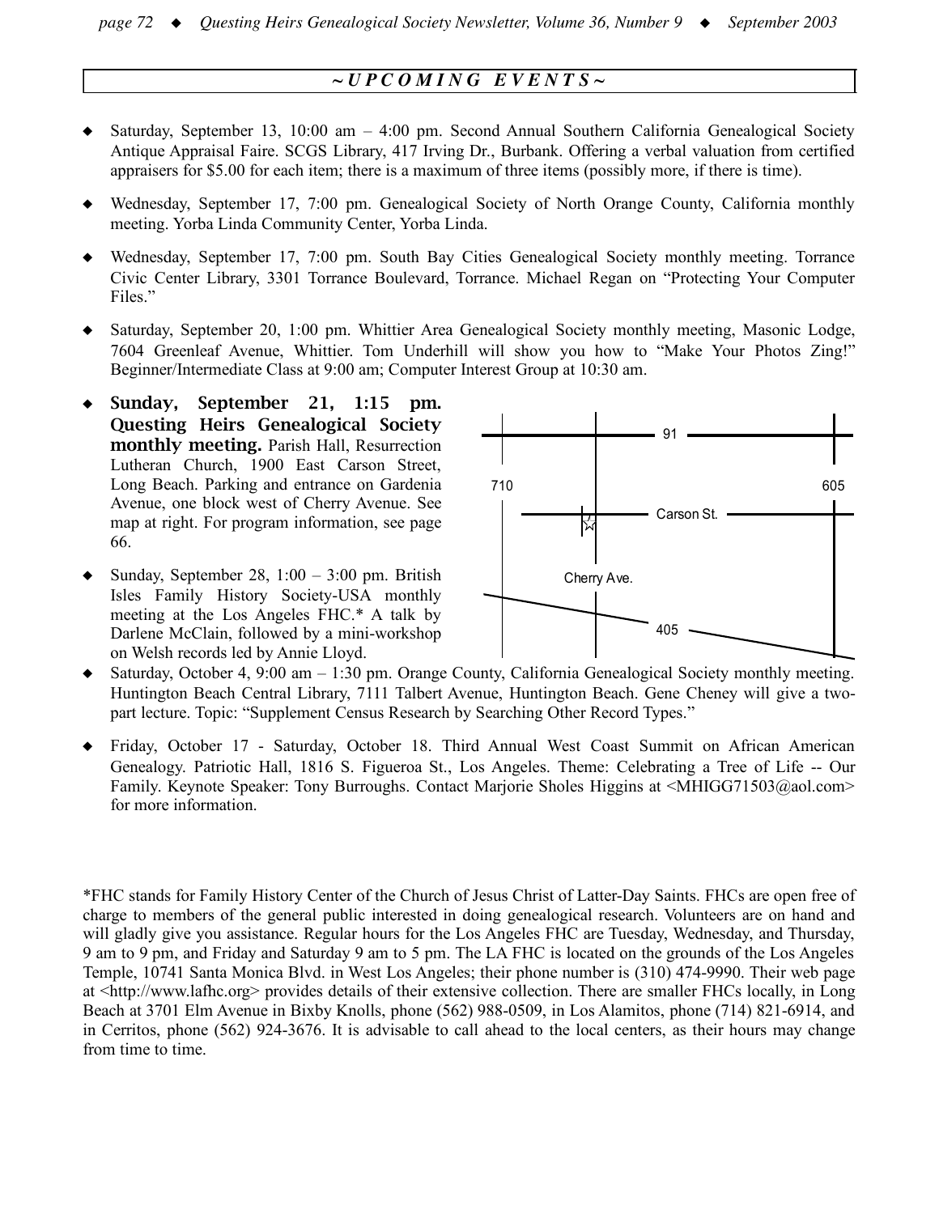## ~ UPCOMING EVENTS ~

- Saturday, September 13, 10:00 am – 4:00 pm. Second Annual Southern California Genealogical Society Antique Appraisal Faire. SCGS Library, 417 Irving Dr., Burbank. Offering a verbal valuation from certified appraisers for $5.00 for each item; there is a maximum of three items (possibly more, if there is time).
- Wednesday, September 17, 7:00 pm. Genealogical Society of North Orange County, California monthly meeting. Yorba Linda Community Center, Yorba Linda.
- Wednesday, September 17, 7:00 pm. South Bay Cities Genealogical Society monthly meeting. Torrance Civic Center Library, 3301 Torrance Boulevard, Torrance. Michael Regan on "Protecting Your Computer Files."
- Saturday, September 20, 1:00 pm. Whittier Area Genealogical Society monthly meeting, Masonic Lodge, 7604 Greenleaf Avenue, Whittier. Tom Underhill will show you how to "Make Your Photos Zing!" Beginner/Intermediate Class at 9:00 am; Computer Interest Group at 10:30 am.
- **Sunday, September 21, 1:15 pm. Questing Heirs Genealogical Society monthly meeting.** Parish Hall, Resurrection Lutheran Church, 1900 East Carson Street, Long Beach. Parking and entrance on Gardenia Avenue, one block west of Cherry Avenue. See map at right. For program information, see page 66.
- Sunday, September 28, 1:00 – 3:00 pm. British Isles Family History Society-USA monthly meeting at the Los Angeles FHC.* A talk by Darlene McClain, followed by a mini-workshop on Welsh records led by Annie Lloyd.

91
710
605
Carson St.
Cherry Ave.
405

- Saturday, October 4, 9:00 am – 1:30 pm. Orange County, California Genealogical Society monthly meeting. Huntington Beach Central Library, 7111 Talbert Avenue, Huntington Beach. Gene Cheney will give a two-part lecture. Topic: "Supplement Census Research by Searching Other Record Types."
- Friday, October 17 - Saturday, October 18. Third Annual West Coast Summit on African American Genealogy. Patriotic Hall, 1816 S. Figueroa St., Los Angeles. Theme: Celebrating a Tree of Life -- Our Family. Keynote Speaker: Tony Burroughs. Contact Marjorie Sholes Higgins at <MHIGG71503@aol.com> for more information.

*FHC stands for Family History Center of the Church of Jesus Christ of Latter-Day Saints. FHCs are open free of charge to members of the general public interested in doing genealogical research. Volunteers are on hand and will gladly give you assistance. Regular hours for the Los Angeles FHC are Tuesday, Wednesday, and Thursday, 9 am to 9 pm, and Friday and Saturday 9 am to 5 pm. The LA FHC is located on the grounds of the Los Angeles Temple, 10741 Santa Monica Blvd. in West Los Angeles; their phone number is (310) 474-9990. Their web page at <http://www.lafhc.org> provides details of their extensive collection. There are smaller FHCs locally, in Long Beach at 3701 Elm Avenue in Bixby Knolls, phone (562) 988-0509, in Los Alamitos, phone (714) 821-6914, and in Cerritos, phone (562) 924-3676. It is advisable to call ahead to the local centers, as their hours may change from time to time.